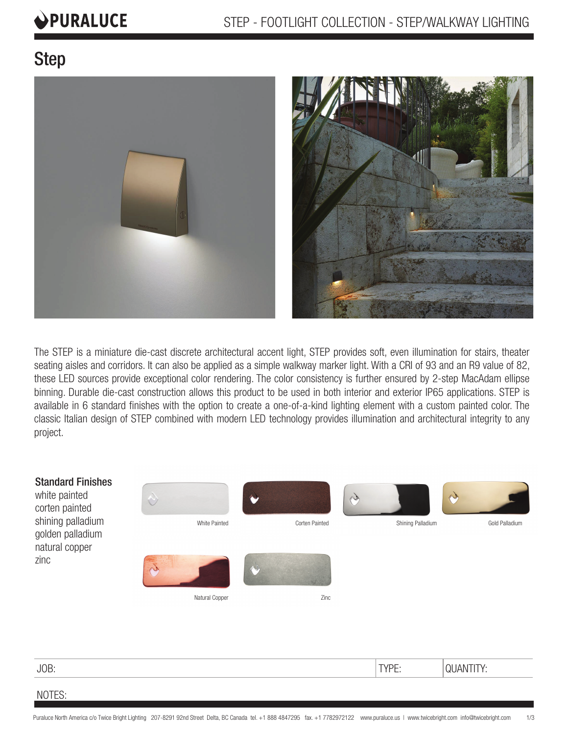# Step

The STEP is a miniature die-cast discrete architectural accent light, STEP provides soft, even illumination for stairs, theater seating aisles and corridors. It can also be applied as a simple walkway marker light. With a CRI of 93 and an R9 value of 82, these LED sources provide exceptional color rendering. The color consistency is further ensured by 2-step MacAdam ellipse binning. Durable die-cast construction allows this product to be used in both interior and exterior IP65 applications. STEP is available in 6 standard finishes with the option to create a one-of-a-kind lighting element with a custom painted color. The classic Italian design of STEP combined with modern LED technology provides illumination and architectural integrity to any project.

## Standard Finishes

white painted
corten painted
shining palladium
golden palladium
natural copper
zinc

White Painted

Corten Painted

Shining Palladium

Gold Palladium

Natural Copper

Zinc

| JOB: | TYPE: | QUANTITY: |
| --- | --- | --- |

NOTES: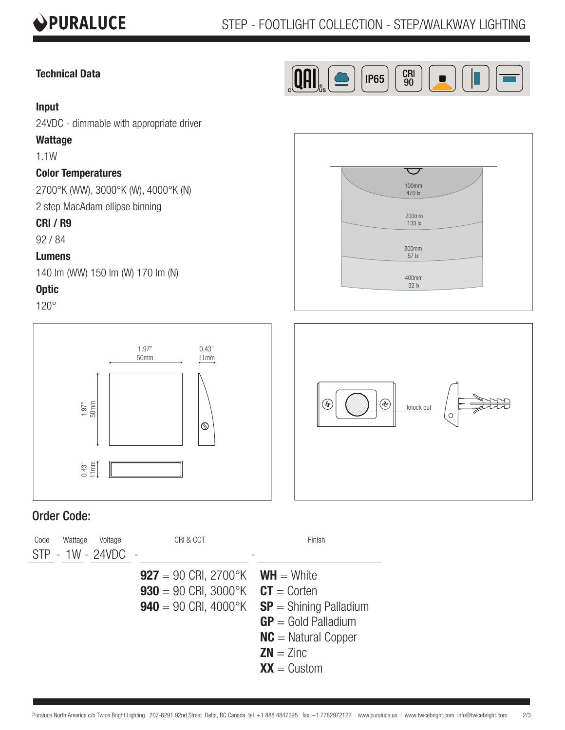## Technical Data

### Input

24VDC - dimmable with appropriate driver

### Wattage

1.1W

### Color Temperatures

2700°K (WW), 3000°K (W), 4000°K (N)

2 step MacAdam ellipse binning

### CRI / R9

92 / 84

### Lumens

140 lm (WW) 150 lm (W) 170 lm (N)

### Optic

120°

| Distance | Illuminance |
|---|---|
| 100mm | 470 lx |
| 200mm | 133 lx |
| 300mm | 57 lx |
| 400mm | 32 lx |

Dimensions: 1.97" / 50mm (W) × 1.97" / 50mm (H) × 0.43" / 11mm (D)

knock out

## Order Code:

| Code | Wattage | Voltage | CRI & CCT | Finish |
|---|---|---|---|---|
| STP | 1W | 24VDC | | |

**927** = 90 CRI, 2700°K
**930** = 90 CRI, 3000°K
**940** = 90 CRI, 4000°K

**WH** = White
**CT** = Corten
**SP** = Shining Palladium
**GP** = Gold Palladium
**NC** = Natural Copper
**ZN** = Zinc
**XX** = Custom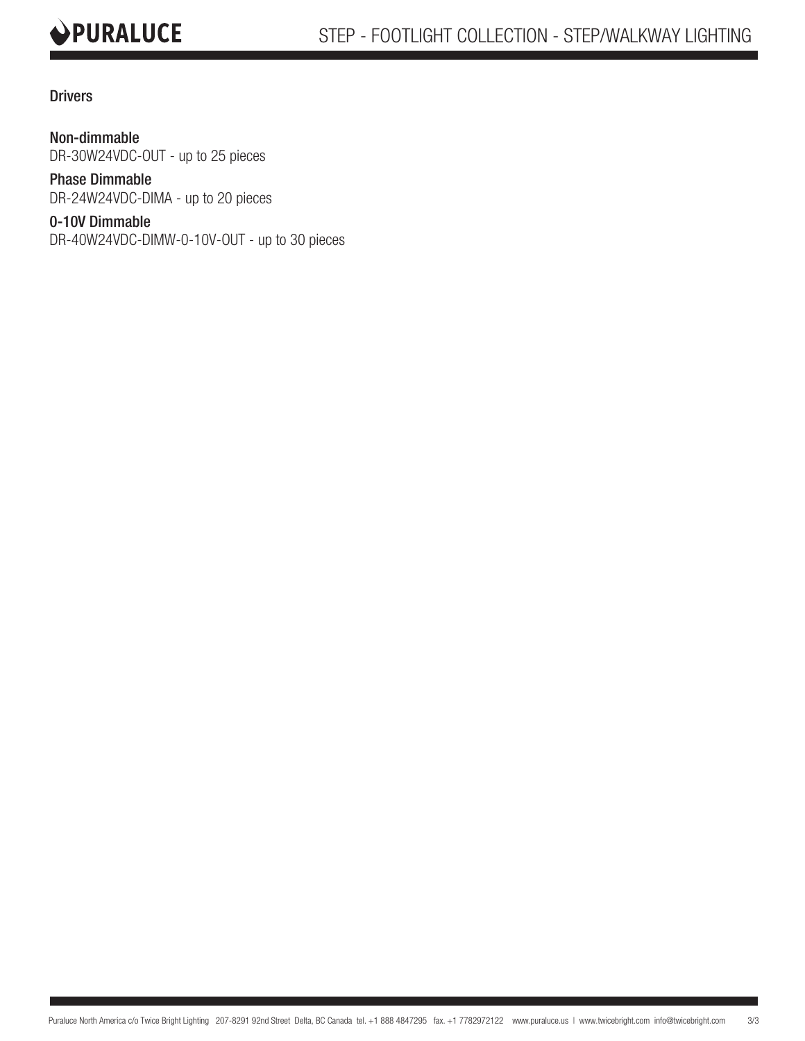## Drivers

**Non-dimmable**
DR-30W24VDC-OUT - up to 25 pieces

**Phase Dimmable**
DR-24W24VDC-DIMA - up to 20 pieces

**0-10V Dimmable**
DR-40W24VDC-DIMW-0-10V-OUT - up to 30 pieces